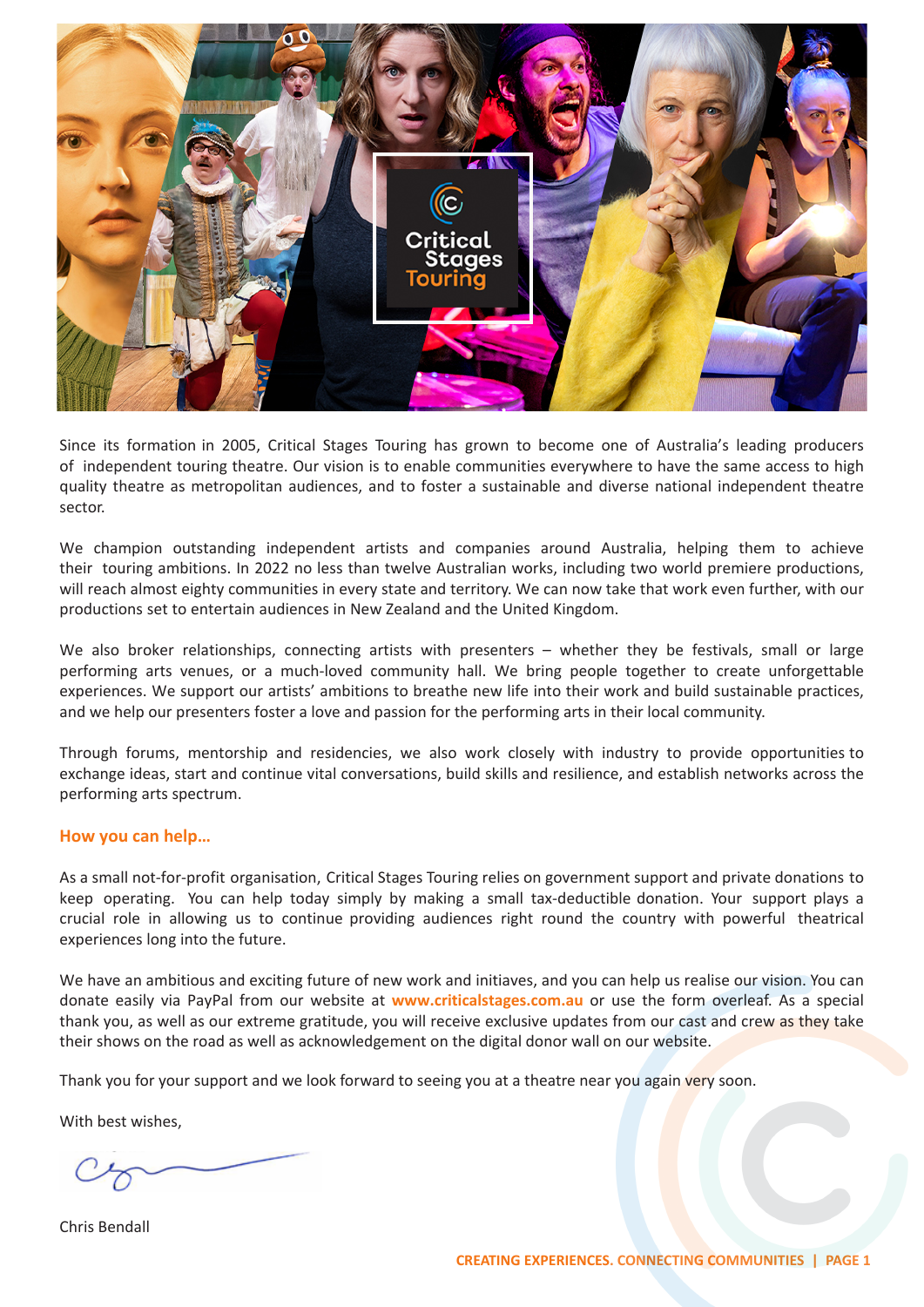Since its formation in 2005, Critical Stages Touring has grown to become one of Australia's leading producers of independent touring theatre. Our vision is to enable communities everywhere to have the same access to high quality theatre as metropolitan audiences, and to foster a sustainable and diverse national independent theatre sector.

We champion outstanding independent artists and companies around Australia, helping them to achieve their touring ambitions. In 2022 no less than twelve Australian works, including two world premiere productions, will reach almost eighty communities in every state and territory. We can now take that work even further, with our productions set to entertain audiences in New Zealand and the United Kingdom.

We also broker relationships, connecting artists with presenters – whether they be festivals, small or large performing arts venues, or a much-loved community hall. We bring people together to create unforgettable experiences. We support our artists' ambitions to breathe new life into their work and build sustainable practices, and we help our presenters foster a love and passion for the performing arts in their local community.

Through forums, mentorship and residencies, we also work closely with industry to provide opportunities to exchange ideas, start and continue vital conversations, build skills and resilience, and establish networks across the performing arts spectrum.

## How you can help…

As a small not-for-profit organisation, Critical Stages Touring relies on government support and private donations to keep operating. You can help today simply by making a small tax-deductible donation. Your support plays a crucial role in allowing us to continue providing audiences right round the country with powerful theatrical experiences long into the future.

We have an ambitious and exciting future of new work and initiaves, and you can help us realise our vision. You can donate easily via PayPal from our website at **www.criticalstages.com.au** or use the form overleaf. As a special thank you, as well as our extreme gratitude, you will receive exclusive updates from our cast and crew as they take their shows on the road as well as acknowledgement on the digital donor wall on our website.

Thank you for your support and we look forward to seeing you at a theatre near you again very soon.

With best wishes,

Chris Bendall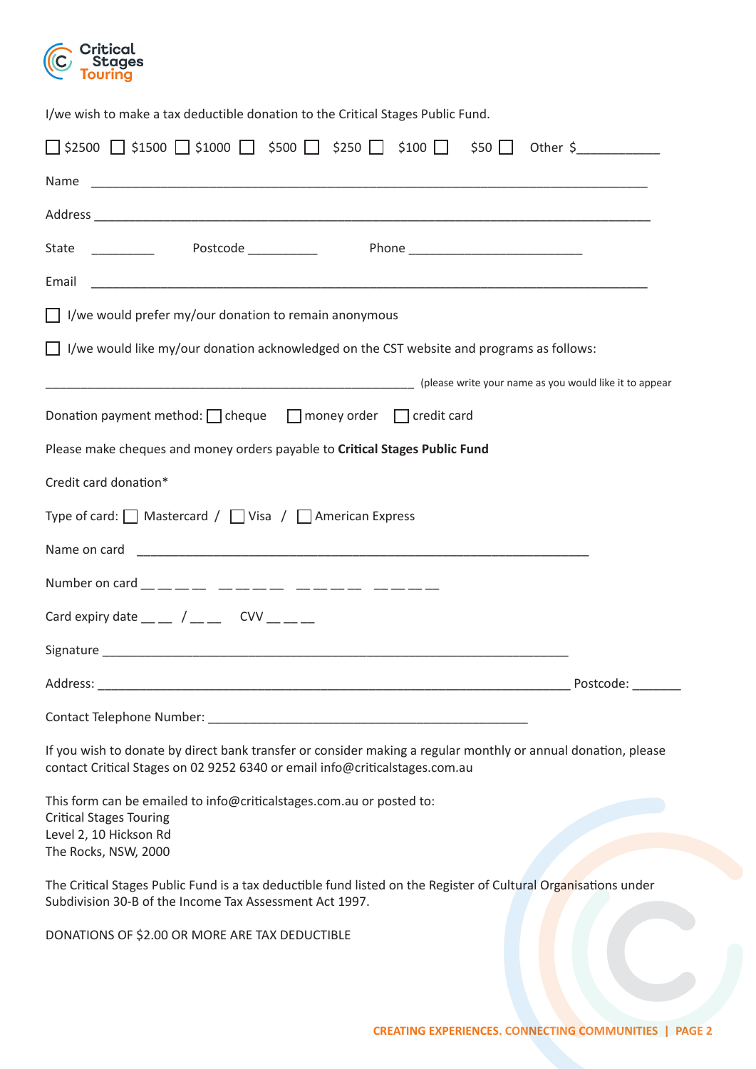Critical Stages Touring

I/we wish to make a tax deductible donation to the Critical Stages Public Fund.

☐ $2500 ☐ $1500 ☐ $1000 ☐ $500 ☐ $250 ☐ $100 ☐ $50 ☐ Other $___________

Name ______________________________________________________________________________

Address ____________________________________________________________________________

State _________ Postcode __________ Phone _________________________

Email ______________________________________________________________________________

☐ I/we would prefer my/our donation to remain anonymous

☐ I/we would like my/our donation acknowledged on the CST website and programs as follows:

_________________________________________________________ (please write your name as you would like it to appear

Donation payment method: ☐ cheque ☐ money order ☐ credit card

Please make cheques and money orders payable to **Critical Stages Public Fund**

Credit card donation*

Type of card: ☐ Mastercard / ☐ Visa / ☐ American Express

Name on card ______________________________________________________________________

Number on card __ __ __ __ __ __ __ __ __ __ __ __ __ __ __ __

Card expiry date __ __ / __ __ CVV __ __ __

Signature _________________________________________________________________________

Address: ___________________________________________________________________________ Postcode: _______

Contact Telephone Number: _________________________________________________

If you wish to donate by direct bank transfer or consider making a regular monthly or annual donation, please contact Critical Stages on 02 9252 6340 or email info@criticalstages.com.au

This form can be emailed to info@criticalstages.com.au or posted to:
Critical Stages Touring
Level 2, 10 Hickson Rd
The Rocks, NSW, 2000

The Critical Stages Public Fund is a tax deductible fund listed on the Register of Cultural Organisations under Subdivision 30-B of the Income Tax Assessment Act 1997.

DONATIONS OF $2.00 OR MORE ARE TAX DEDUCTIBLE